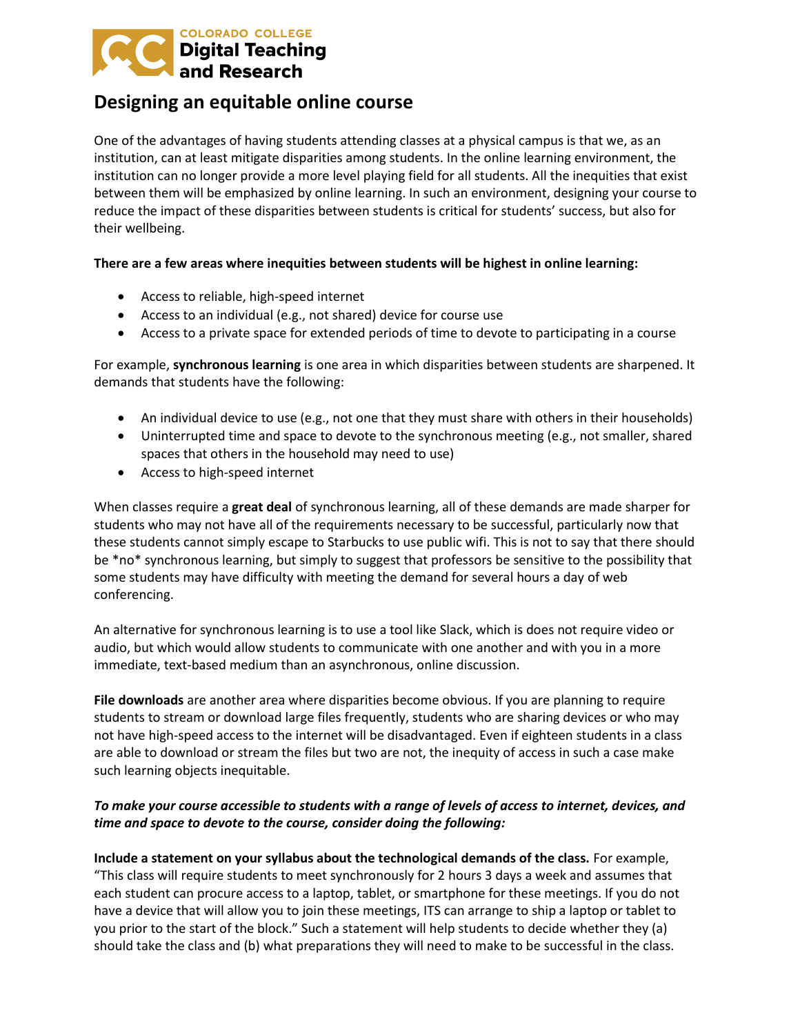COLORADO COLLEGE
**Digital Teaching and Research**

# Designing an equitable online course

One of the advantages of having students attending classes at a physical campus is that we, as an institution, can at least mitigate disparities among students. In the online learning environment, the institution can no longer provide a more level playing field for all students. All the inequities that exist between them will be emphasized by online learning. In such an environment, designing your course to reduce the impact of these disparities between students is critical for students' success, but also for their wellbeing.

**There are a few areas where inequities between students will be highest in online learning:**

- Access to reliable, high-speed internet
- Access to an individual (e.g., not shared) device for course use
- Access to a private space for extended periods of time to devote to participating in a course

For example, **synchronous learning** is one area in which disparities between students are sharpened. It demands that students have the following:

- An individual device to use (e.g., not one that they must share with others in their households)
- Uninterrupted time and space to devote to the synchronous meeting (e.g., not smaller, shared spaces that others in the household may need to use)
- Access to high-speed internet

When classes require a **great deal** of synchronous learning, all of these demands are made sharper for students who may not have all of the requirements necessary to be successful, particularly now that these students cannot simply escape to Starbucks to use public wifi. This is not to say that there should be *no* synchronous learning, but simply to suggest that professors be sensitive to the possibility that some students may have difficulty with meeting the demand for several hours a day of web conferencing.

An alternative for synchronous learning is to use a tool like Slack, which is does not require video or audio, but which would allow students to communicate with one another and with you in a more immediate, text-based medium than an asynchronous, online discussion.

**File downloads** are another area where disparities become obvious. If you are planning to require students to stream or download large files frequently, students who are sharing devices or who may not have high-speed access to the internet will be disadvantaged. Even if eighteen students in a class are able to download or stream the files but two are not, the inequity of access in such a case make such learning objects inequitable.

***To make your course accessible to students with a range of levels of access to internet, devices, and time and space to devote to the course, consider doing the following:***

**Include a statement on your syllabus about the technological demands of the class.** For example, "This class will require students to meet synchronously for 2 hours 3 days a week and assumes that each student can procure access to a laptop, tablet, or smartphone for these meetings. If you do not have a device that will allow you to join these meetings, ITS can arrange to ship a laptop or tablet to you prior to the start of the block." Such a statement will help students to decide whether they (a) should take the class and (b) what preparations they will need to make to be successful in the class.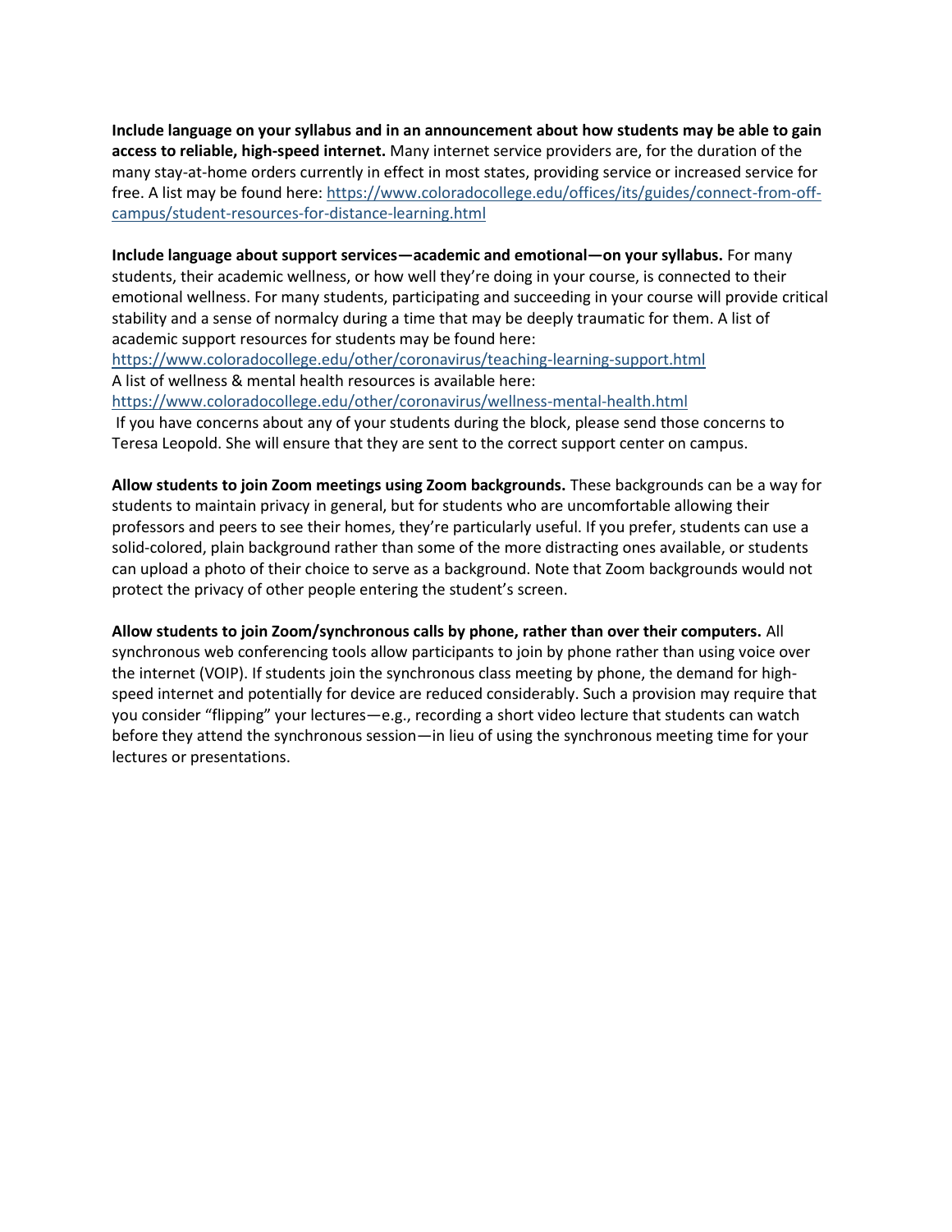**Include language on your syllabus and in an announcement about how students may be able to gain access to reliable, high-speed internet.** Many internet service providers are, for the duration of the many stay-at-home orders currently in effect in most states, providing service or increased service for free. A list may be found here: [https://www.coloradocollege.edu/offices/its/guides/connect-from-off-campus/student-resources-for-distance-learning.html](https://www.coloradocollege.edu/offices/its/guides/connect-from-off-campus/student-resources-for-distance-learning.html)

**Include language about support services—academic and emotional—on your syllabus.** For many students, their academic wellness, or how well they're doing in your course, is connected to their emotional wellness. For many students, participating and succeeding in your course will provide critical stability and a sense of normalcy during a time that may be deeply traumatic for them. A list of academic support resources for students may be found here:
[https://www.coloradocollege.edu/other/coronavirus/teaching-learning-support.html](https://www.coloradocollege.edu/other/coronavirus/teaching-learning-support.html)
A list of wellness & mental health resources is available here:
[https://www.coloradocollege.edu/other/coronavirus/wellness-mental-health.html](https://www.coloradocollege.edu/other/coronavirus/wellness-mental-health.html)
If you have concerns about any of your students during the block, please send those concerns to Teresa Leopold. She will ensure that they are sent to the correct support center on campus.

**Allow students to join Zoom meetings using Zoom backgrounds.** These backgrounds can be a way for students to maintain privacy in general, but for students who are uncomfortable allowing their professors and peers to see their homes, they're particularly useful. If you prefer, students can use a solid-colored, plain background rather than some of the more distracting ones available, or students can upload a photo of their choice to serve as a background. Note that Zoom backgrounds would not protect the privacy of other people entering the student's screen.

**Allow students to join Zoom/synchronous calls by phone, rather than over their computers.** All synchronous web conferencing tools allow participants to join by phone rather than using voice over the internet (VOIP). If students join the synchronous class meeting by phone, the demand for high-speed internet and potentially for device are reduced considerably. Such a provision may require that you consider "flipping" your lectures—e.g., recording a short video lecture that students can watch before they attend the synchronous session—in lieu of using the synchronous meeting time for your lectures or presentations.